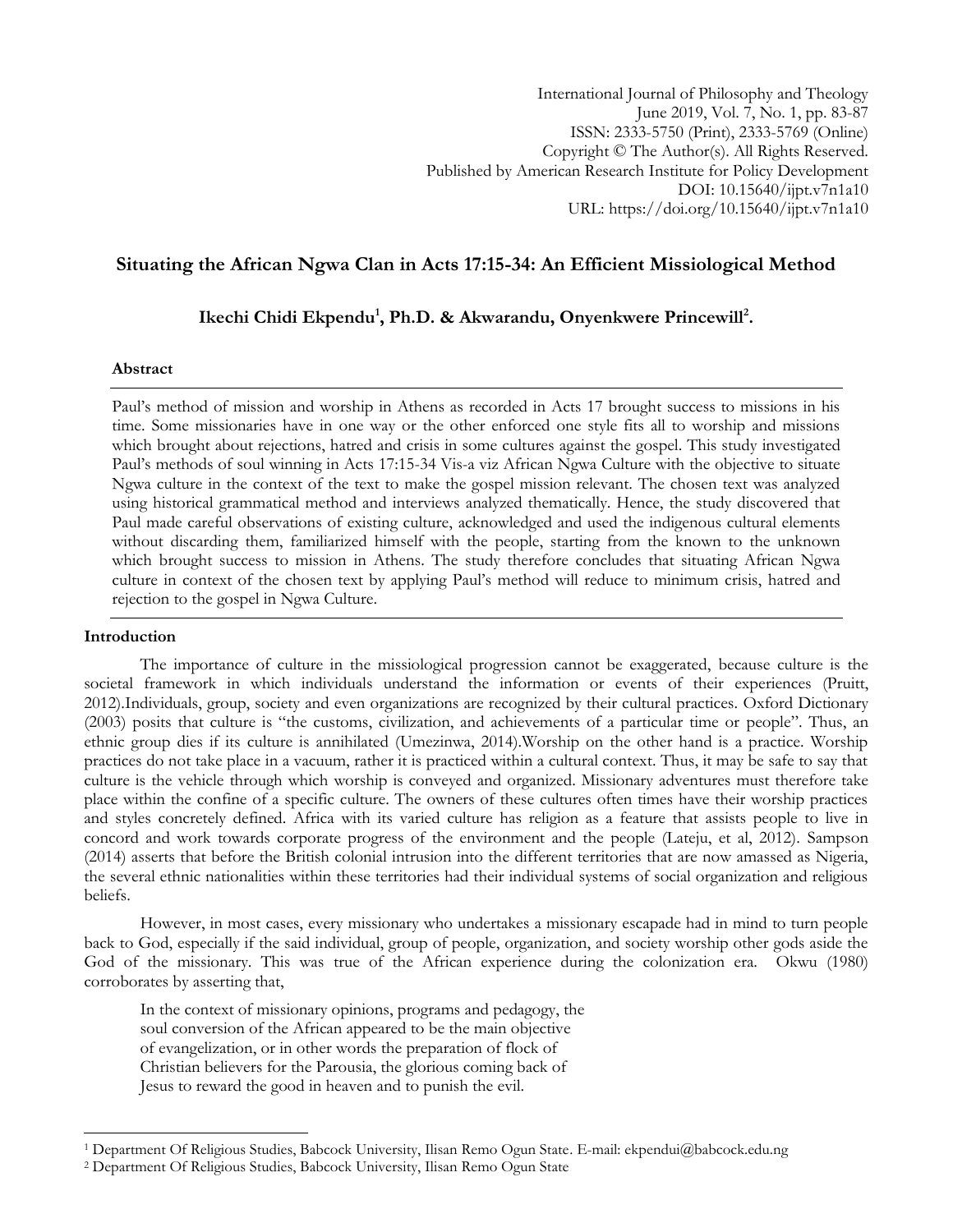International Journal of Philosophy and Theology
June 2019, Vol. 7, No. 1, pp. 83-87
ISSN: 2333-5750 (Print), 2333-5769 (Online)
Copyright © The Author(s). All Rights Reserved.
Published by American Research Institute for Policy Development
DOI: 10.15640/ijpt.v7n1a10
URL: https://doi.org/10.15640/ijpt.v7n1a10

# Situating the African Ngwa Clan in Acts 17:15-34: An Efficient Missiological Method

**Ikechi Chidi Ekpendu[1], Ph.D. & Akwarandu, Onyenkwere Princewill[2].**

## Abstract

Paul's method of mission and worship in Athens as recorded in Acts 17 brought success to missions in his time. Some missionaries have in one way or the other enforced one style fits all to worship and missions which brought about rejections, hatred and crisis in some cultures against the gospel. This study investigated Paul's methods of soul winning in Acts 17:15-34 Vis-a viz African Ngwa Culture with the objective to situate Ngwa culture in the context of the text to make the gospel mission relevant. The chosen text was analyzed using historical grammatical method and interviews analyzed thematically. Hence, the study discovered that Paul made careful observations of existing culture, acknowledged and used the indigenous cultural elements without discarding them, familiarized himself with the people, starting from the known to the unknown which brought success to mission in Athens. The study therefore concludes that situating African Ngwa culture in context of the chosen text by applying Paul's method will reduce to minimum crisis, hatred and rejection to the gospel in Ngwa Culture.

## Introduction

The importance of culture in the missiological progression cannot be exaggerated, because culture is the societal framework in which individuals understand the information or events of their experiences (Pruitt, 2012).Individuals, group, society and even organizations are recognized by their cultural practices. Oxford Dictionary (2003) posits that culture is "the customs, civilization, and achievements of a particular time or people". Thus, an ethnic group dies if its culture is annihilated (Umezinwa, 2014).Worship on the other hand is a practice. Worship practices do not take place in a vacuum, rather it is practiced within a cultural context. Thus, it may be safe to say that culture is the vehicle through which worship is conveyed and organized. Missionary adventures must therefore take place within the confine of a specific culture. The owners of these cultures often times have their worship practices and styles concretely defined. Africa with its varied culture has religion as a feature that assists people to live in concord and work towards corporate progress of the environment and the people (Lateju, et al, 2012). Sampson (2014) asserts that before the British colonial intrusion into the different territories that are now amassed as Nigeria, the several ethnic nationalities within these territories had their individual systems of social organization and religious beliefs.

However, in most cases, every missionary who undertakes a missionary escapade had in mind to turn people back to God, especially if the said individual, group of people, organization, and society worship other gods aside the God of the missionary. This was true of the African experience during the colonization era. Okwu (1980) corroborates by asserting that,

> In the context of missionary opinions, programs and pedagogy, the soul conversion of the African appeared to be the main objective of evangelization, or in other words the preparation of flock of Christian believers for the Parousia, the glorious coming back of Jesus to reward the good in heaven and to punish the evil.

---

[1] Department Of Religious Studies, Babcock University, Ilisan Remo Ogun State. E-mail: ekpendui@babcock.edu.ng

[2] Department Of Religious Studies, Babcock University, Ilisan Remo Ogun State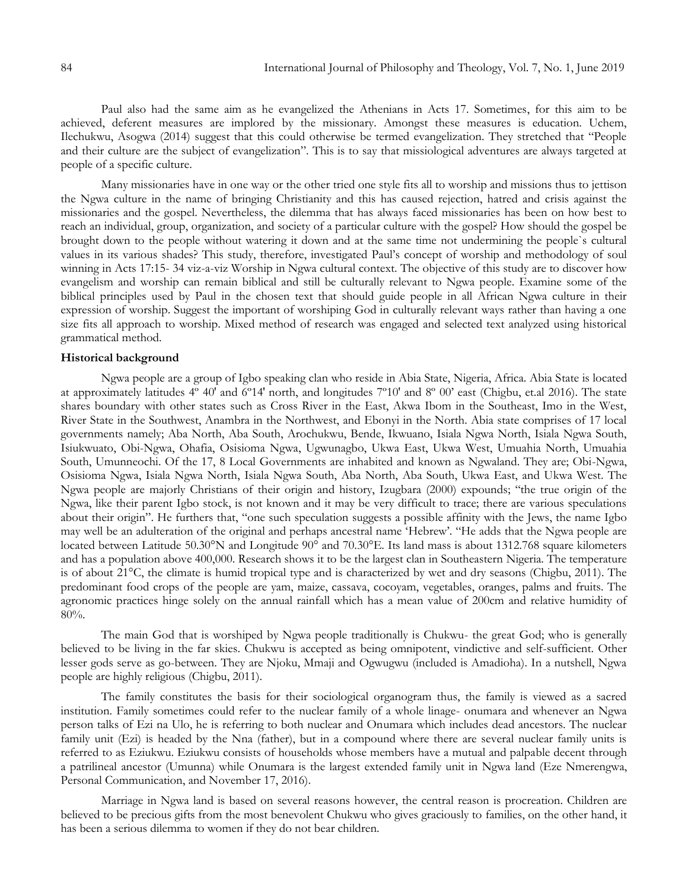Paul also had the same aim as he evangelized the Athenians in Acts 17. Sometimes, for this aim to be achieved, deferent measures are implored by the missionary. Amongst these measures is education. Uchem, Ilechukwu, Asogwa (2014) suggest that this could otherwise be termed evangelization. They stretched that "People and their culture are the subject of evangelization". This is to say that missiological adventures are always targeted at people of a specific culture.

Many missionaries have in one way or the other tried one style fits all to worship and missions thus to jettison the Ngwa culture in the name of bringing Christianity and this has caused rejection, hatred and crisis against the missionaries and the gospel. Nevertheless, the dilemma that has always faced missionaries has been on how best to reach an individual, group, organization, and society of a particular culture with the gospel? How should the gospel be brought down to the people without watering it down and at the same time not undermining the people`s cultural values in its various shades? This study, therefore, investigated Paul's concept of worship and methodology of soul winning in Acts 17:15- 34 viz-a-viz Worship in Ngwa cultural context. The objective of this study are to discover how evangelism and worship can remain biblical and still be culturally relevant to Ngwa people. Examine some of the biblical principles used by Paul in the chosen text that should guide people in all African Ngwa culture in their expression of worship. Suggest the important of worshiping God in culturally relevant ways rather than having a one size fits all approach to worship. Mixed method of research was engaged and selected text analyzed using historical grammatical method.

**Historical background**

Ngwa people are a group of Igbo speaking clan who reside in Abia State, Nigeria, Africa. Abia State is located at approximately latitudes 4º 40' and 6º14' north, and longitudes 7º10' and 8º 00' east (Chigbu, et.al 2016). The state shares boundary with other states such as Cross River in the East, Akwa Ibom in the Southeast, Imo in the West, River State in the Southwest, Anambra in the Northwest, and Ebonyi in the North. Abia state comprises of 17 local governments namely; Aba North, Aba South, Arochukwu, Bende, Ikwuano, Isiala Ngwa North, Isiala Ngwa South, Isiukwuato, Obi-Ngwa, Ohafia, Osisioma Ngwa, Ugwunagbo, Ukwa East, Ukwa West, Umuahia North, Umuahia South, Umunneochi. Of the 17, 8 Local Governments are inhabited and known as Ngwaland. They are; Obi-Ngwa, Osisioma Ngwa, Isiala Ngwa North, Isiala Ngwa South, Aba North, Aba South, Ukwa East, and Ukwa West. The Ngwa people are majorly Christians of their origin and history, Izugbara (2000) expounds; "the true origin of the Ngwa, like their parent Igbo stock, is not known and it may be very difficult to trace; there are various speculations about their origin". He furthers that, "one such speculation suggests a possible affinity with the Jews, the name Igbo may well be an adulteration of the original and perhaps ancestral name 'Hebrew'. "He adds that the Ngwa people are located between Latitude 50.30°N and Longitude 90° and 70.30°E. Its land mass is about 1312.768 square kilometers and has a population above 400,000. Research shows it to be the largest clan in Southeastern Nigeria. The temperature is of about 21°C, the climate is humid tropical type and is characterized by wet and dry seasons (Chigbu, 2011). The predominant food crops of the people are yam, maize, cassava, cocoyam, vegetables, oranges, palms and fruits. The agronomic practices hinge solely on the annual rainfall which has a mean value of 200cm and relative humidity of 80%.

The main God that is worshiped by Ngwa people traditionally is Chukwu- the great God; who is generally believed to be living in the far skies. Chukwu is accepted as being omnipotent, vindictive and self-sufficient. Other lesser gods serve as go-between. They are Njoku, Mmaji and Ogwugwu (included is Amadioha). In a nutshell, Ngwa people are highly religious (Chigbu, 2011).

The family constitutes the basis for their sociological organogram thus, the family is viewed as a sacred institution. Family sometimes could refer to the nuclear family of a whole linage- onumara and whenever an Ngwa person talks of Ezi na Ulo, he is referring to both nuclear and Onumara which includes dead ancestors. The nuclear family unit (Ezi) is headed by the Nna (father), but in a compound where there are several nuclear family units is referred to as Eziukwu. Eziukwu consists of households whose members have a mutual and palpable decent through a patrilineal ancestor (Umunna) while Onumara is the largest extended family unit in Ngwa land (Eze Nmerengwa, Personal Communication, and November 17, 2016).

Marriage in Ngwa land is based on several reasons however, the central reason is procreation. Children are believed to be precious gifts from the most benevolent Chukwu who gives graciously to families, on the other hand, it has been a serious dilemma to women if they do not bear children.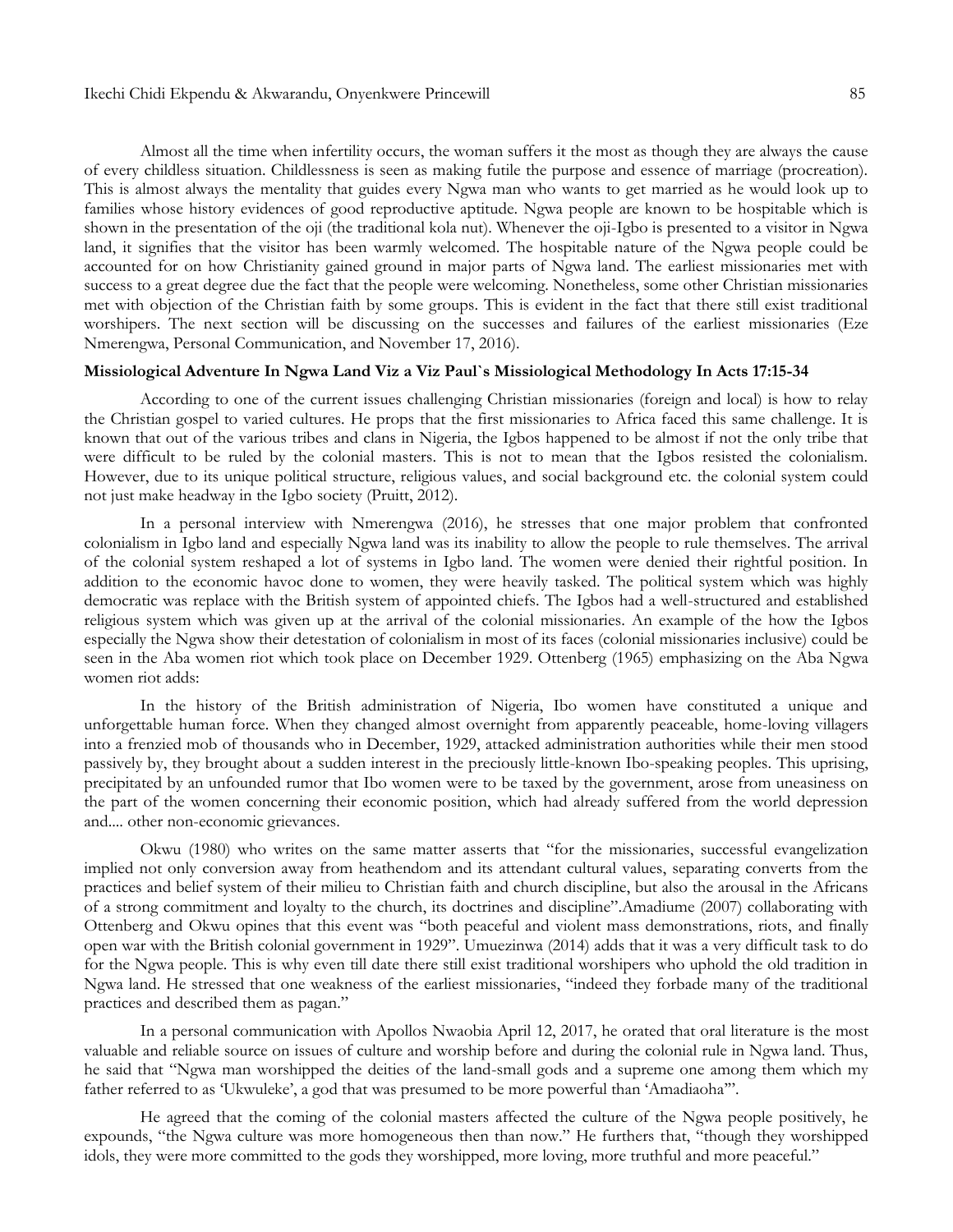Almost all the time when infertility occurs, the woman suffers it the most as though they are always the cause of every childless situation. Childlessness is seen as making futile the purpose and essence of marriage (procreation). This is almost always the mentality that guides every Ngwa man who wants to get married as he would look up to families whose history evidences of good reproductive aptitude. Ngwa people are known to be hospitable which is shown in the presentation of the oji (the traditional kola nut). Whenever the oji-Igbo is presented to a visitor in Ngwa land, it signifies that the visitor has been warmly welcomed. The hospitable nature of the Ngwa people could be accounted for on how Christianity gained ground in major parts of Ngwa land. The earliest missionaries met with success to a great degree due the fact that the people were welcoming. Nonetheless, some other Christian missionaries met with objection of the Christian faith by some groups. This is evident in the fact that there still exist traditional worshipers. The next section will be discussing on the successes and failures of the earliest missionaries (Eze Nmerengwa, Personal Communication, and November 17, 2016).

**Missiological Adventure In Ngwa Land Viz a Viz Paul`s Missiological Methodology In Acts 17:15-34**

According to one of the current issues challenging Christian missionaries (foreign and local) is how to relay the Christian gospel to varied cultures. He props that the first missionaries to Africa faced this same challenge. It is known that out of the various tribes and clans in Nigeria, the Igbos happened to be almost if not the only tribe that were difficult to be ruled by the colonial masters. This is not to mean that the Igbos resisted the colonialism. However, due to its unique political structure, religious values, and social background etc. the colonial system could not just make headway in the Igbo society (Pruitt, 2012).

In a personal interview with Nmerengwa (2016), he stresses that one major problem that confronted colonialism in Igbo land and especially Ngwa land was its inability to allow the people to rule themselves. The arrival of the colonial system reshaped a lot of systems in Igbo land. The women were denied their rightful position. In addition to the economic havoc done to women, they were heavily tasked. The political system which was highly democratic was replace with the British system of appointed chiefs. The Igbos had a well-structured and established religious system which was given up at the arrival of the colonial missionaries. An example of the how the Igbos especially the Ngwa show their detestation of colonialism in most of its faces (colonial missionaries inclusive) could be seen in the Aba women riot which took place on December 1929. Ottenberg (1965) emphasizing on the Aba Ngwa women riot adds:

In the history of the British administration of Nigeria, Ibo women have constituted a unique and unforgettable human force. When they changed almost overnight from apparently peaceable, home-loving villagers into a frenzied mob of thousands who in December, 1929, attacked administration authorities while their men stood passively by, they brought about a sudden interest in the preciously little-known Ibo-speaking peoples. This uprising, precipitated by an unfounded rumor that Ibo women were to be taxed by the government, arose from uneasiness on the part of the women concerning their economic position, which had already suffered from the world depression and.... other non-economic grievances.

Okwu (1980) who writes on the same matter asserts that "for the missionaries, successful evangelization implied not only conversion away from heathendom and its attendant cultural values, separating converts from the practices and belief system of their milieu to Christian faith and church discipline, but also the arousal in the Africans of a strong commitment and loyalty to the church, its doctrines and discipline".Amadiume (2007) collaborating with Ottenberg and Okwu opines that this event was "both peaceful and violent mass demonstrations, riots, and finally open war with the British colonial government in 1929". Umuezinwa (2014) adds that it was a very difficult task to do for the Ngwa people. This is why even till date there still exist traditional worshipers who uphold the old tradition in Ngwa land. He stressed that one weakness of the earliest missionaries, "indeed they forbade many of the traditional practices and described them as pagan."

In a personal communication with Apollos Nwaobia April 12, 2017, he orated that oral literature is the most valuable and reliable source on issues of culture and worship before and during the colonial rule in Ngwa land. Thus, he said that "Ngwa man worshipped the deities of the land-small gods and a supreme one among them which my father referred to as 'Ukwuleke', a god that was presumed to be more powerful than 'Amadiaoha'".

He agreed that the coming of the colonial masters affected the culture of the Ngwa people positively, he expounds, "the Ngwa culture was more homogeneous then than now." He furthers that, "though they worshipped idols, they were more committed to the gods they worshipped, more loving, more truthful and more peaceful."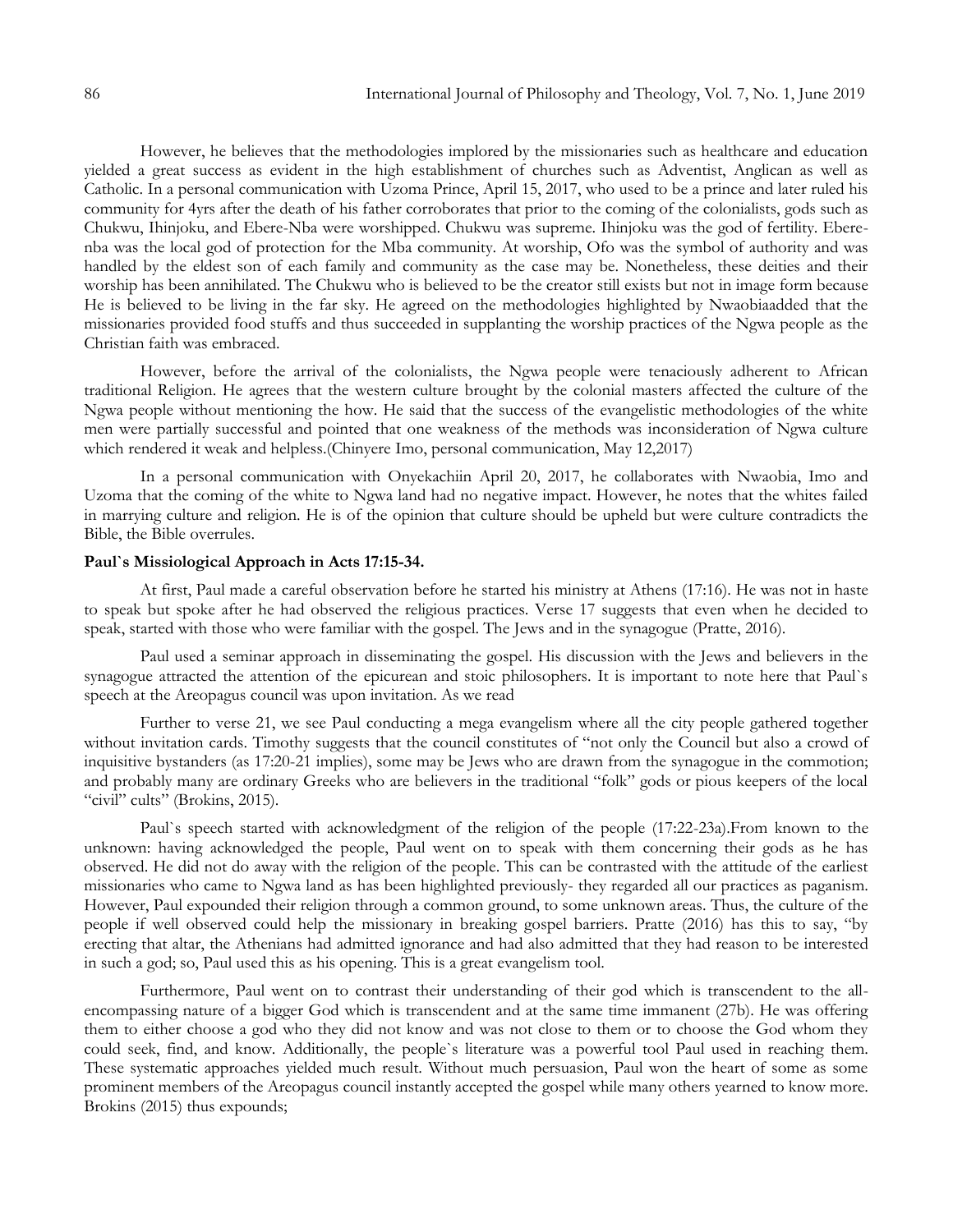However, he believes that the methodologies implored by the missionaries such as healthcare and education yielded a great success as evident in the high establishment of churches such as Adventist, Anglican as well as Catholic. In a personal communication with Uzoma Prince, April 15, 2017, who used to be a prince and later ruled his community for 4yrs after the death of his father corroborates that prior to the coming of the colonialists, gods such as Chukwu, Ihinjoku, and Ebere-Nba were worshipped. Chukwu was supreme. Ihinjoku was the god of fertility. Ebere-nba was the local god of protection for the Mba community. At worship, Ofo was the symbol of authority and was handled by the eldest son of each family and community as the case may be. Nonetheless, these deities and their worship has been annihilated. The Chukwu who is believed to be the creator still exists but not in image form because He is believed to be living in the far sky. He agreed on the methodologies highlighted by Nwaobiaadded that the missionaries provided food stuffs and thus succeeded in supplanting the worship practices of the Ngwa people as the Christian faith was embraced.

However, before the arrival of the colonialists, the Ngwa people were tenaciously adherent to African traditional Religion. He agrees that the western culture brought by the colonial masters affected the culture of the Ngwa people without mentioning the how. He said that the success of the evangelistic methodologies of the white men were partially successful and pointed that one weakness of the methods was inconsideration of Ngwa culture which rendered it weak and helpless.(Chinyere Imo, personal communication, May 12,2017)

In a personal communication with Onyekachiin April 20, 2017, he collaborates with Nwaobia, Imo and Uzoma that the coming of the white to Ngwa land had no negative impact. However, he notes that the whites failed in marrying culture and religion. He is of the opinion that culture should be upheld but were culture contradicts the Bible, the Bible overrules.

**Paul`s Missiological Approach in Acts 17:15-34.**

At first, Paul made a careful observation before he started his ministry at Athens (17:16). He was not in haste to speak but spoke after he had observed the religious practices. Verse 17 suggests that even when he decided to speak, started with those who were familiar with the gospel. The Jews and in the synagogue (Pratte, 2016).

Paul used a seminar approach in disseminating the gospel. His discussion with the Jews and believers in the synagogue attracted the attention of the epicurean and stoic philosophers. It is important to note here that Paul`s speech at the Areopagus council was upon invitation. As we read

Further to verse 21, we see Paul conducting a mega evangelism where all the city people gathered together without invitation cards. Timothy suggests that the council constitutes of "not only the Council but also a crowd of inquisitive bystanders (as 17:20-21 implies), some may be Jews who are drawn from the synagogue in the commotion; and probably many are ordinary Greeks who are believers in the traditional "folk" gods or pious keepers of the local "civil" cults" (Brokins, 2015).

Paul`s speech started with acknowledgment of the religion of the people (17:22-23a).From known to the unknown: having acknowledged the people, Paul went on to speak with them concerning their gods as he has observed. He did not do away with the religion of the people. This can be contrasted with the attitude of the earliest missionaries who came to Ngwa land as has been highlighted previously- they regarded all our practices as paganism. However, Paul expounded their religion through a common ground, to some unknown areas. Thus, the culture of the people if well observed could help the missionary in breaking gospel barriers. Pratte (2016) has this to say, "by erecting that altar, the Athenians had admitted ignorance and had also admitted that they had reason to be interested in such a god; so, Paul used this as his opening. This is a great evangelism tool.

Furthermore, Paul went on to contrast their understanding of their god which is transcendent to the all-encompassing nature of a bigger God which is transcendent and at the same time immanent (27b). He was offering them to either choose a god who they did not know and was not close to them or to choose the God whom they could seek, find, and know. Additionally, the people`s literature was a powerful tool Paul used in reaching them. These systematic approaches yielded much result. Without much persuasion, Paul won the heart of some as some prominent members of the Areopagus council instantly accepted the gospel while many others yearned to know more. Brokins (2015) thus expounds;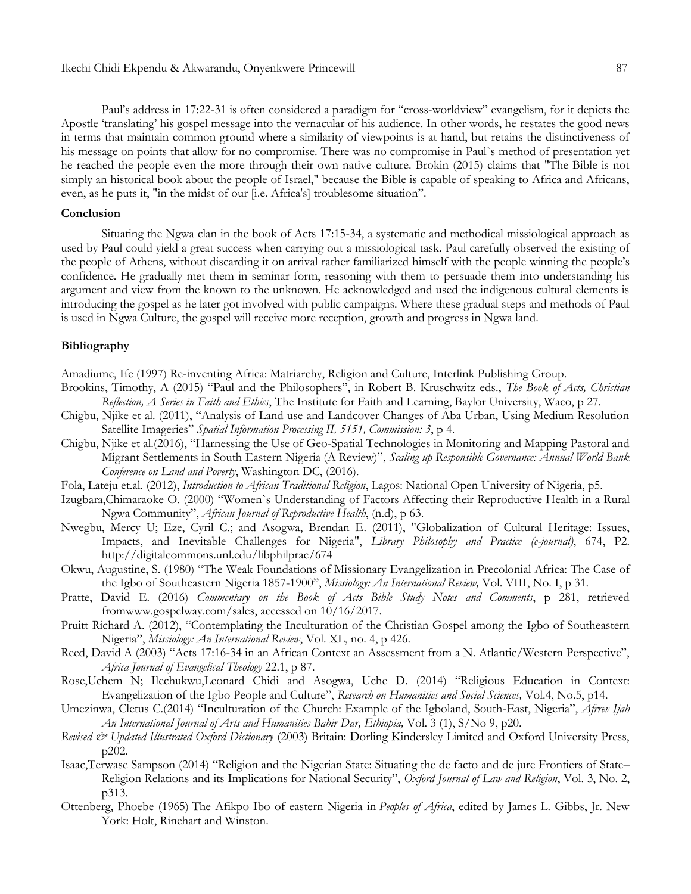Paul's address in 17:22-31 is often considered a paradigm for "cross-worldview" evangelism, for it depicts the Apostle 'translating' his gospel message into the vernacular of his audience. In other words, he restates the good news in terms that maintain common ground where a similarity of viewpoints is at hand, but retains the distinctiveness of his message on points that allow for no compromise. There was no compromise in Paul`s method of presentation yet he reached the people even the more through their own native culture. Brokin (2015) claims that "The Bible is not simply an historical book about the people of Israel," because the Bible is capable of speaking to Africa and Africans, even, as he puts it, "in the midst of our [i.e. Africa's] troublesome situation".

## Conclusion

Situating the Ngwa clan in the book of Acts 17:15-34, a systematic and methodical missiological approach as used by Paul could yield a great success when carrying out a missiological task. Paul carefully observed the existing of the people of Athens, without discarding it on arrival rather familiarized himself with the people winning the people's confidence. He gradually met them in seminar form, reasoning with them to persuade them into understanding his argument and view from the known to the unknown. He acknowledged and used the indigenous cultural elements is introducing the gospel as he later got involved with public campaigns. Where these gradual steps and methods of Paul is used in Ngwa Culture, the gospel will receive more reception, growth and progress in Ngwa land.

## Bibliography

Amadiume, Ife (1997) Re-inventing Africa: Matriarchy, Religion and Culture, Interlink Publishing Group.

Brookins, Timothy, A (2015) "Paul and the Philosophers", in Robert B. Kruschwitz eds., *The Book of Acts, Christian Reflection, A Series in Faith and Ethics*, The Institute for Faith and Learning, Baylor University, Waco, p 27.

Chigbu, Njike et al. (2011), "Analysis of Land use and Landcover Changes of Aba Urban, Using Medium Resolution Satellite Imageries" *Spatial Information Processing II, 5151, Commission: 3*, p 4.

Chigbu, Njike et al.(2016), "Harnessing the Use of Geo-Spatial Technologies in Monitoring and Mapping Pastoral and Migrant Settlements in South Eastern Nigeria (A Review)", *Scaling up Responsible Governance: Annual World Bank Conference on Land and Poverty*, Washington DC, (2016).

Fola, Lateju et.al. (2012), *Introduction to African Traditional Religion*, Lagos: National Open University of Nigeria, p5.

Izugbara,Chimaraoke O. (2000) "Women`s Understanding of Factors Affecting their Reproductive Health in a Rural Ngwa Community", *African Journal of Reproductive Health*, (n.d), p 63.

Nwegbu, Mercy U; Eze, Cyril C.; and Asogwa, Brendan E. (2011), "Globalization of Cultural Heritage: Issues, Impacts, and Inevitable Challenges for Nigeria", *Library Philosophy and Practice (e-journal)*, 674, P2. http://digitalcommons.unl.edu/libphilprac/674

Okwu, Augustine, S. (1980) "The Weak Foundations of Missionary Evangelization in Precolonial Africa: The Case of the Igbo of Southeastern Nigeria 1857-1900", *Missiology: An International Review,* Vol. VIII, No. I, p 31.

Pratte, David E. (2016) *Commentary on the Book of Acts Bible Study Notes and Comments*, p 281, retrieved fromwww.gospelway.com/sales, accessed on 10/16/2017.

Pruitt Richard A. (2012), "Contemplating the Inculturation of the Christian Gospel among the Igbo of Southeastern Nigeria", *Missiology: An International Review*, Vol. XL, no. 4, p 426.

Reed, David A (2003) "Acts 17:16-34 in an African Context an Assessment from a N. Atlantic/Western Perspective", *Africa Journal of Evangelical Theology* 22.1, p 87.

Rose,Uchem N; Ilechukwu,Leonard Chidi and Asogwa, Uche D. (2014) "Religious Education in Context: Evangelization of the Igbo People and Culture", *Research on Humanities and Social Sciences,* Vol.4, No.5, p14.

Umezinwa, Cletus C.(2014) "Inculturation of the Church: Example of the Igboland, South-East, Nigeria", *Afrrev Ijah An International Journal of Arts and Humanities Bahir Dar, Ethiopia,* Vol. 3 (1), S/No 9, p20.

*Revised & Updated Illustrated Oxford Dictionary* (2003) Britain: Dorling Kindersley Limited and Oxford University Press, p202.

Isaac,Terwase Sampson (2014) "Religion and the Nigerian State: Situating the de facto and de jure Frontiers of State–Religion Relations and its Implications for National Security", *Oxford Journal of Law and Religion*, Vol. 3, No. 2, p313.

Ottenberg, Phoebe (1965) The Afikpo Ibo of eastern Nigeria in *Peoples of Africa*, edited by James L. Gibbs, Jr. New York: Holt, Rinehart and Winston.